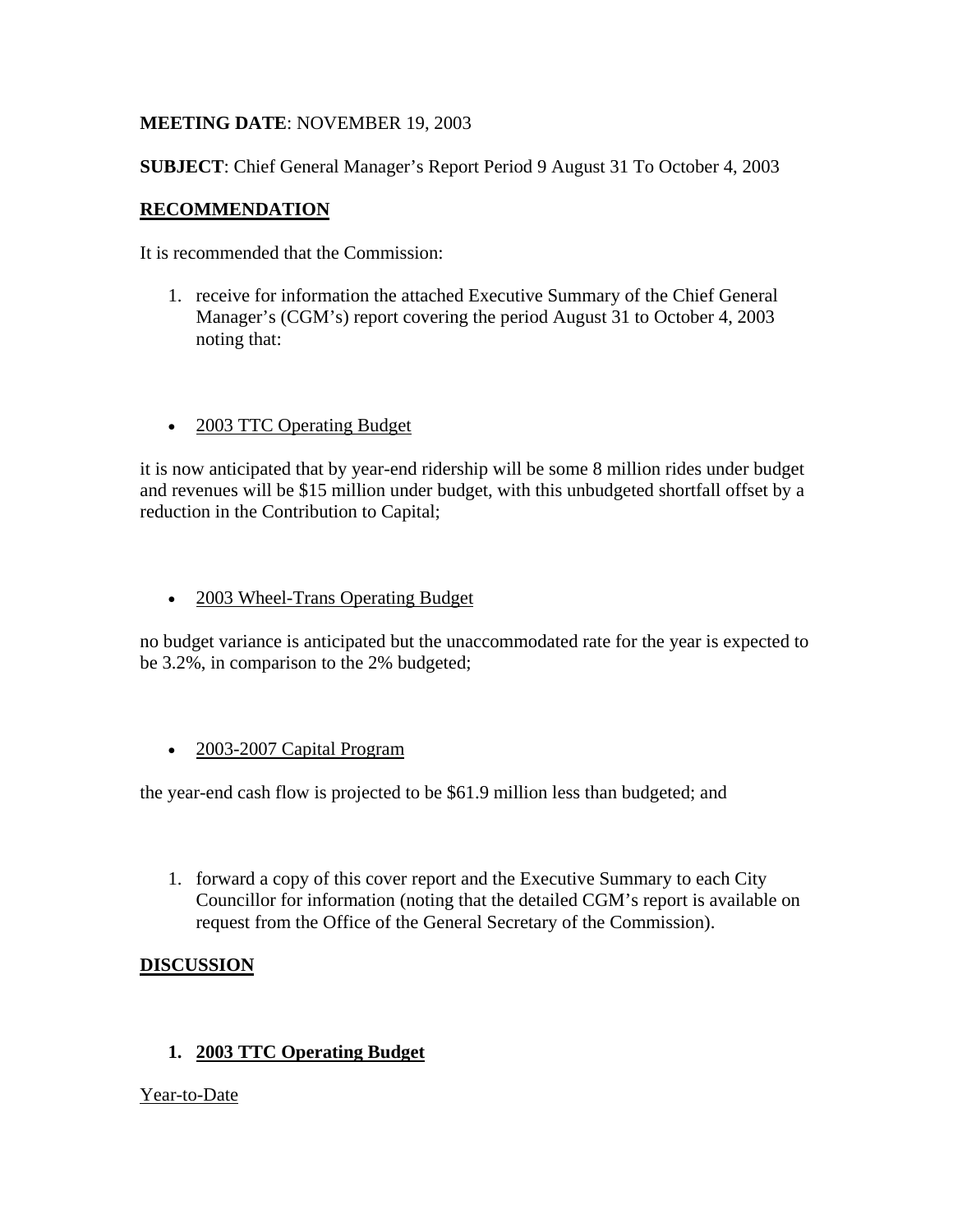**MEETING DATE**: NOVEMBER 19, 2003

**SUBJECT**: Chief General Manager's Report Period 9 August 31 To October 4, 2003

## RECOMMENDATION

It is recommended that the Commission:

1. receive for information the attached Executive Summary of the Chief General Manager's (CGM's) report covering the period August 31 to October 4, 2003 noting that:

- 2003 TTC Operating Budget

it is now anticipated that by year-end ridership will be some 8 million rides under budget and revenues will be $15 million under budget, with this unbudgeted shortfall offset by a reduction in the Contribution to Capital;

- 2003 Wheel-Trans Operating Budget

no budget variance is anticipated but the unaccommodated rate for the year is expected to be 3.2%, in comparison to the 2% budgeted;

- 2003-2007 Capital Program

the year-end cash flow is projected to be $61.9 million less than budgeted; and

1. forward a copy of this cover report and the Executive Summary to each City Councillor for information (noting that the detailed CGM's report is available on request from the Office of the General Secretary of the Commission).

## DISCUSSION

### 1. 2003 TTC Operating Budget

Year-to-Date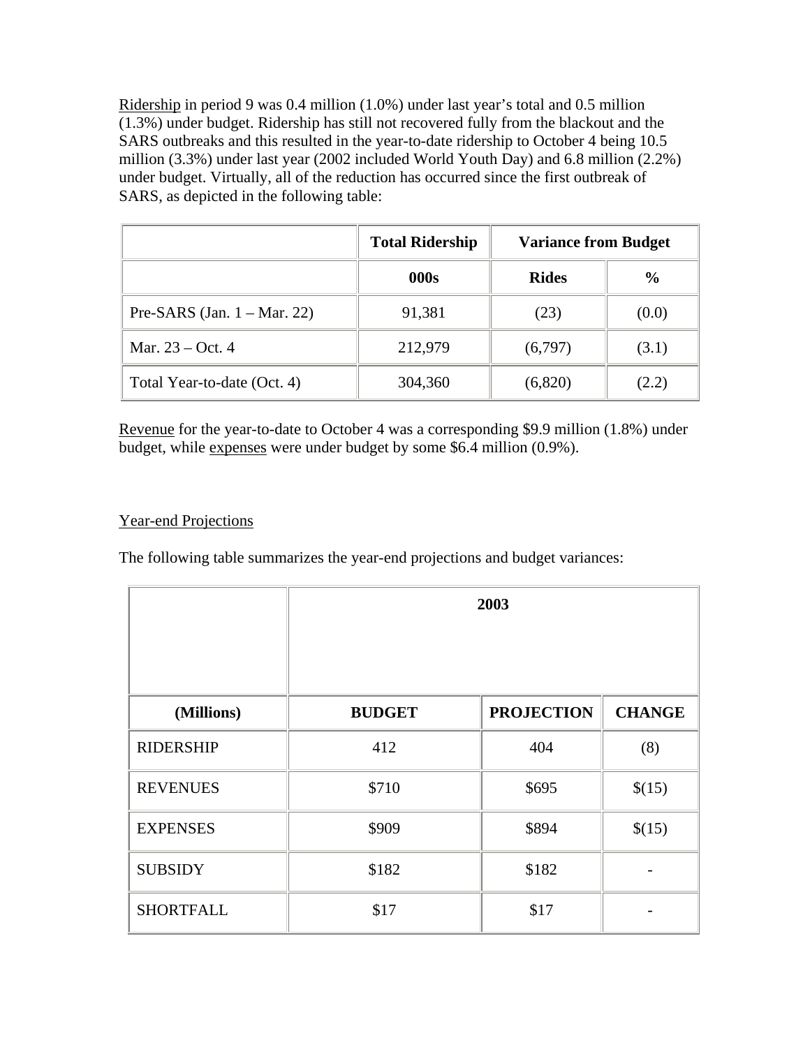Ridership in period 9 was 0.4 million (1.0%) under last year's total and 0.5 million (1.3%) under budget. Ridership has still not recovered fully from the blackout and the SARS outbreaks and this resulted in the year-to-date ridership to October 4 being 10.5 million (3.3%) under last year (2002 included World Youth Day) and 6.8 million (2.2%) under budget. Virtually, all of the reduction has occurred since the first outbreak of SARS, as depicted in the following table:

| | Total Ridership | Variance from Budget | |
|---|---|---|---|
| | 000s | Rides | % |
| Pre-SARS (Jan. 1 – Mar. 22) | 91,381 | (23) | (0.0) |
| Mar. 23 – Oct. 4 | 212,979 | (6,797) | (3.1) |
| Total Year-to-date (Oct. 4) | 304,360 | (6,820) | (2.2) |

Revenue for the year-to-date to October 4 was a corresponding $9.9 million (1.8%) under budget, while expenses were under budget by some $6.4 million (0.9%).

Year-end Projections

The following table summarizes the year-end projections and budget variances:

| | 2003 | | |
|---|---|---|---|
| (Millions) | BUDGET | PROJECTION | CHANGE |
| RIDERSHIP | 412 | 404 | (8) |
| REVENUES | $710 | $695 | $(15) |
| EXPENSES | $909 | $894 | $(15) |
| SUBSIDY | $182 | $182 | - |
| SHORTFALL | $17 | $17 | - |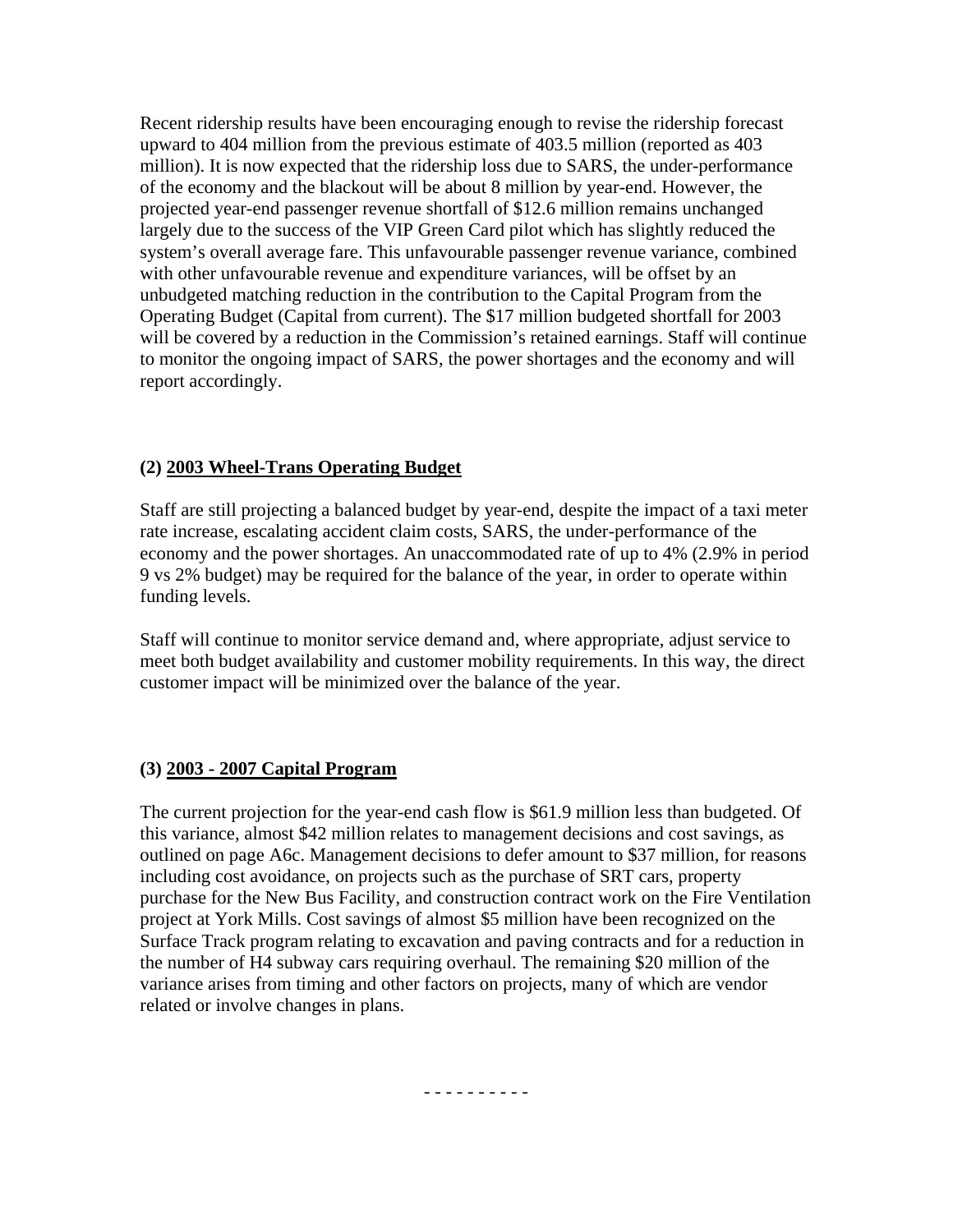Recent ridership results have been encouraging enough to revise the ridership forecast upward to 404 million from the previous estimate of 403.5 million (reported as 403 million). It is now expected that the ridership loss due to SARS, the under-performance of the economy and the blackout will be about 8 million by year-end. However, the projected year-end passenger revenue shortfall of $12.6 million remains unchanged largely due to the success of the VIP Green Card pilot which has slightly reduced the system's overall average fare. This unfavourable passenger revenue variance, combined with other unfavourable revenue and expenditure variances, will be offset by an unbudgeted matching reduction in the contribution to the Capital Program from the Operating Budget (Capital from current). The $17 million budgeted shortfall for 2003 will be covered by a reduction in the Commission's retained earnings. Staff will continue to monitor the ongoing impact of SARS, the power shortages and the economy and will report accordingly.

**(2) <u>2003 Wheel-Trans Operating Budget</u>**

Staff are still projecting a balanced budget by year-end, despite the impact of a taxi meter rate increase, escalating accident claim costs, SARS, the under-performance of the economy and the power shortages. An unaccommodated rate of up to 4% (2.9% in period 9 vs 2% budget) may be required for the balance of the year, in order to operate within funding levels.

Staff will continue to monitor service demand and, where appropriate, adjust service to meet both budget availability and customer mobility requirements. In this way, the direct customer impact will be minimized over the balance of the year.

**(3) <u>2003 - 2007 Capital Program</u>**

The current projection for the year-end cash flow is $61.9 million less than budgeted. Of this variance, almost $42 million relates to management decisions and cost savings, as outlined on page A6c. Management decisions to defer amount to $37 million, for reasons including cost avoidance, on projects such as the purchase of SRT cars, property purchase for the New Bus Facility, and construction contract work on the Fire Ventilation project at York Mills. Cost savings of almost $5 million have been recognized on the Surface Track program relating to excavation and paving contracts and for a reduction in the number of H4 subway cars requiring overhaul. The remaining $20 million of the variance arises from timing and other factors on projects, many of which are vendor related or involve changes in plans.

- - - - - - - - - -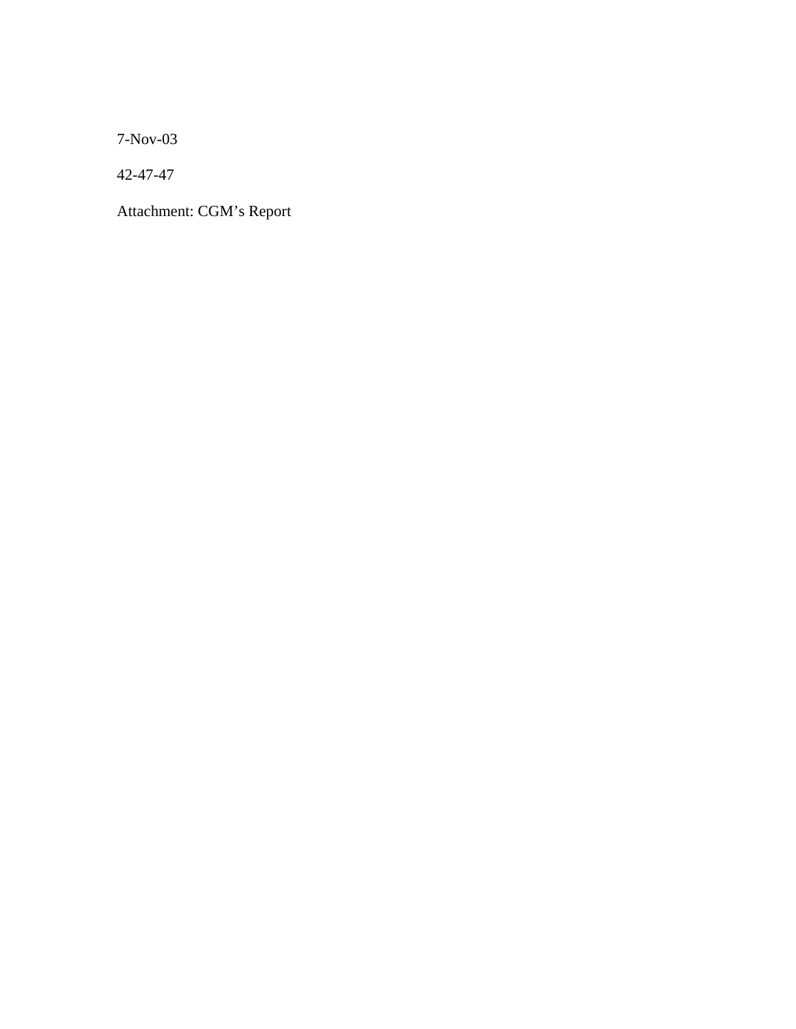7-Nov-03

42-47-47

Attachment: CGM’s Report